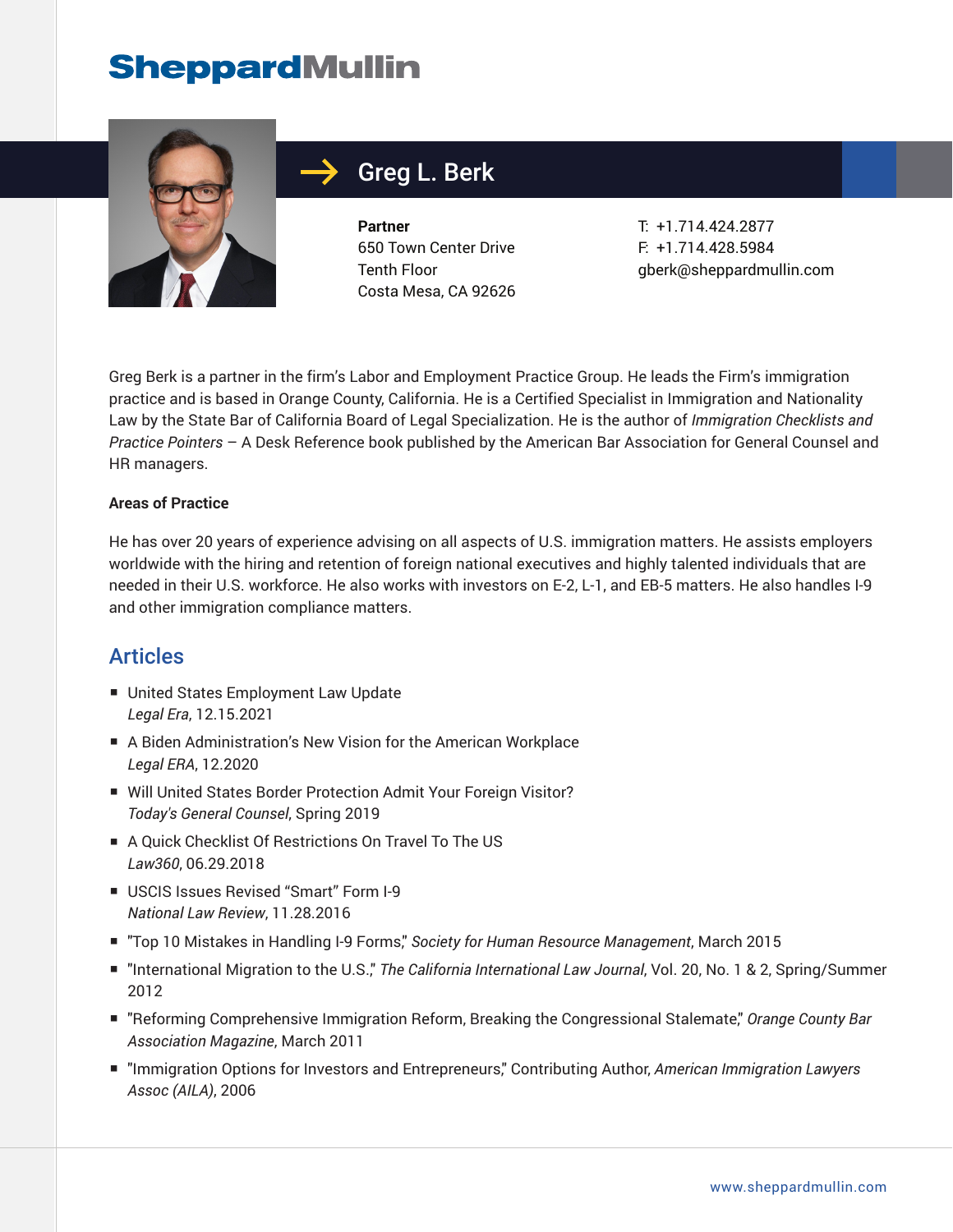# Greg L. Berk

**Partner**
650 Town Center Drive
Tenth Floor
Costa Mesa, CA 92626

T: +1.714.424.2877
F: +1.714.428.5984
gberk@sheppardmullin.com

Greg Berk is a partner in the firm's Labor and Employment Practice Group. He leads the Firm's immigration practice and is based in Orange County, California. He is a Certified Specialist in Immigration and Nationality Law by the State Bar of California Board of Legal Specialization. He is the author of *Immigration Checklists and Practice Pointers* – A Desk Reference book published by the American Bar Association for General Counsel and HR managers.

**Areas of Practice**

He has over 20 years of experience advising on all aspects of U.S. immigration matters. He assists employers worldwide with the hiring and retention of foreign national executives and highly talented individuals that are needed in their U.S. workforce. He also works with investors on E-2, L-1, and EB-5 matters. He also handles I-9 and other immigration compliance matters.

## Articles

- United States Employment Law Update
  *Legal Era*, 12.15.2021
- A Biden Administration's New Vision for the American Workplace
  *Legal ERA*, 12.2020
- Will United States Border Protection Admit Your Foreign Visitor?
  *Today's General Counsel*, Spring 2019
- A Quick Checklist Of Restrictions On Travel To The US
  *Law360*, 06.29.2018
- USCIS Issues Revised "Smart" Form I-9
  *National Law Review*, 11.28.2016
- "Top 10 Mistakes in Handling I-9 Forms," *Society for Human Resource Management*, March 2015
- "International Migration to the U.S.," *The California International Law Journal*, Vol. 20, No. 1 & 2, Spring/Summer 2012
- "Reforming Comprehensive Immigration Reform, Breaking the Congressional Stalemate," *Orange County Bar Association Magazine*, March 2011
- "Immigration Options for Investors and Entrepreneurs," Contributing Author, *American Immigration Lawyers Assoc (AILA)*, 2006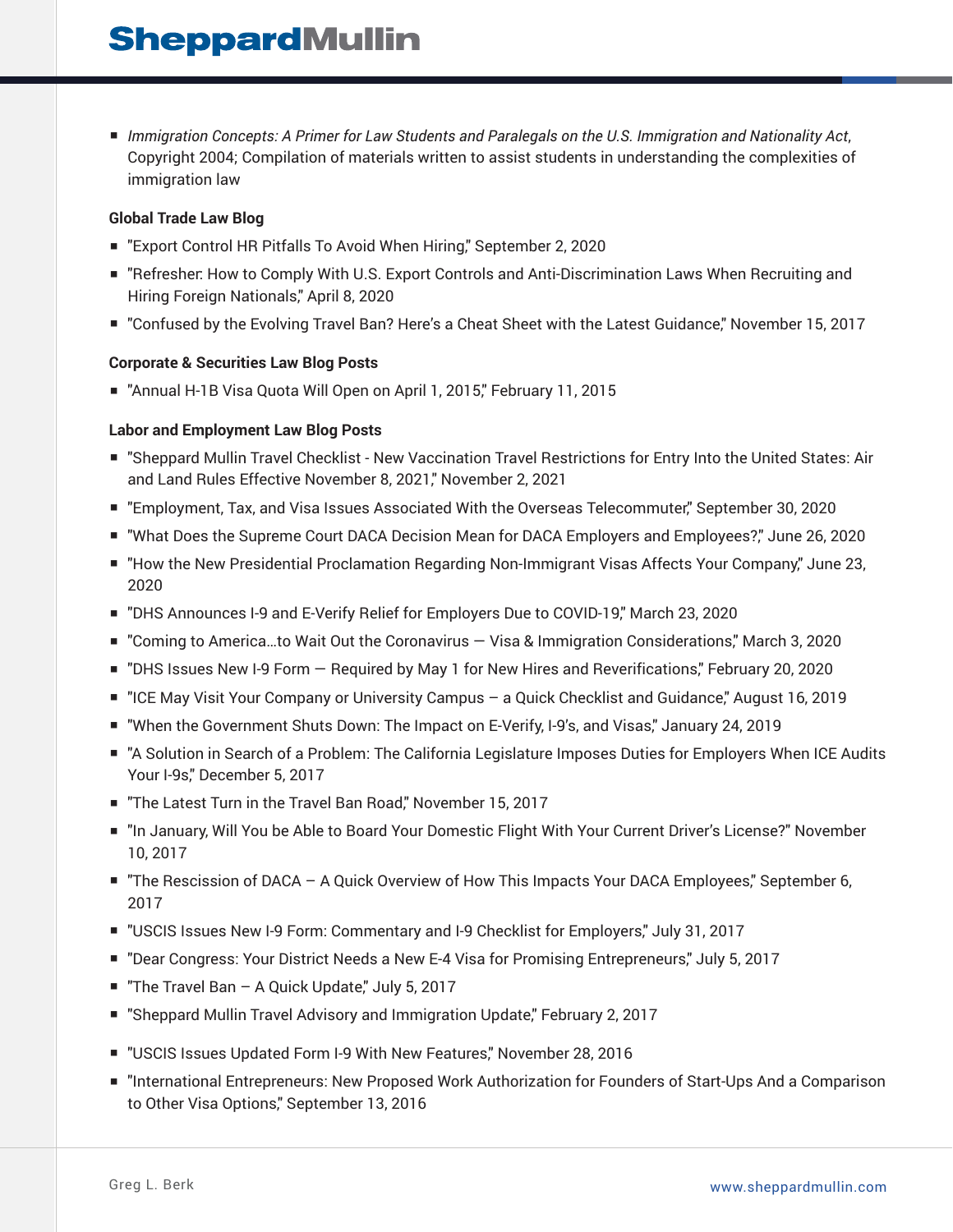- *Immigration Concepts: A Primer for Law Students and Paralegals on the U.S. Immigration and Nationality Act*, Copyright 2004; Compilation of materials written to assist students in understanding the complexities of immigration law

**Global Trade Law Blog**

- "Export Control HR Pitfalls To Avoid When Hiring," September 2, 2020
- "Refresher: How to Comply With U.S. Export Controls and Anti-Discrimination Laws When Recruiting and Hiring Foreign Nationals," April 8, 2020
- "Confused by the Evolving Travel Ban? Here's a Cheat Sheet with the Latest Guidance," November 15, 2017

**Corporate & Securities Law Blog Posts**

- "Annual H-1B Visa Quota Will Open on April 1, 2015," February 11, 2015

**Labor and Employment Law Blog Posts**

- "Sheppard Mullin Travel Checklist - New Vaccination Travel Restrictions for Entry Into the United States: Air and Land Rules Effective November 8, 2021," November 2, 2021
- "Employment, Tax, and Visa Issues Associated With the Overseas Telecommuter," September 30, 2020
- "What Does the Supreme Court DACA Decision Mean for DACA Employers and Employees?," June 26, 2020
- "How the New Presidential Proclamation Regarding Non-Immigrant Visas Affects Your Company," June 23, 2020
- "DHS Announces I-9 and E-Verify Relief for Employers Due to COVID-19," March 23, 2020
- "Coming to America…to Wait Out the Coronavirus — Visa & Immigration Considerations," March 3, 2020
- "DHS Issues New I-9 Form — Required by May 1 for New Hires and Reverifications," February 20, 2020
- "ICE May Visit Your Company or University Campus – a Quick Checklist and Guidance," August 16, 2019
- "When the Government Shuts Down: The Impact on E-Verify, I-9's, and Visas," January 24, 2019
- "A Solution in Search of a Problem: The California Legislature Imposes Duties for Employers When ICE Audits Your I-9s," December 5, 2017
- "The Latest Turn in the Travel Ban Road," November 15, 2017
- "In January, Will You be Able to Board Your Domestic Flight With Your Current Driver's License?" November 10, 2017
- "The Rescission of DACA – A Quick Overview of How This Impacts Your DACA Employees," September 6, 2017
- "USCIS Issues New I-9 Form: Commentary and I-9 Checklist for Employers," July 31, 2017
- "Dear Congress: Your District Needs a New E-4 Visa for Promising Entrepreneurs," July 5, 2017
- "The Travel Ban – A Quick Update," July 5, 2017
- "Sheppard Mullin Travel Advisory and Immigration Update," February 2, 2017
- "USCIS Issues Updated Form I-9 With New Features," November 28, 2016
- "International Entrepreneurs: New Proposed Work Authorization for Founders of Start-Ups And a Comparison to Other Visa Options," September 13, 2016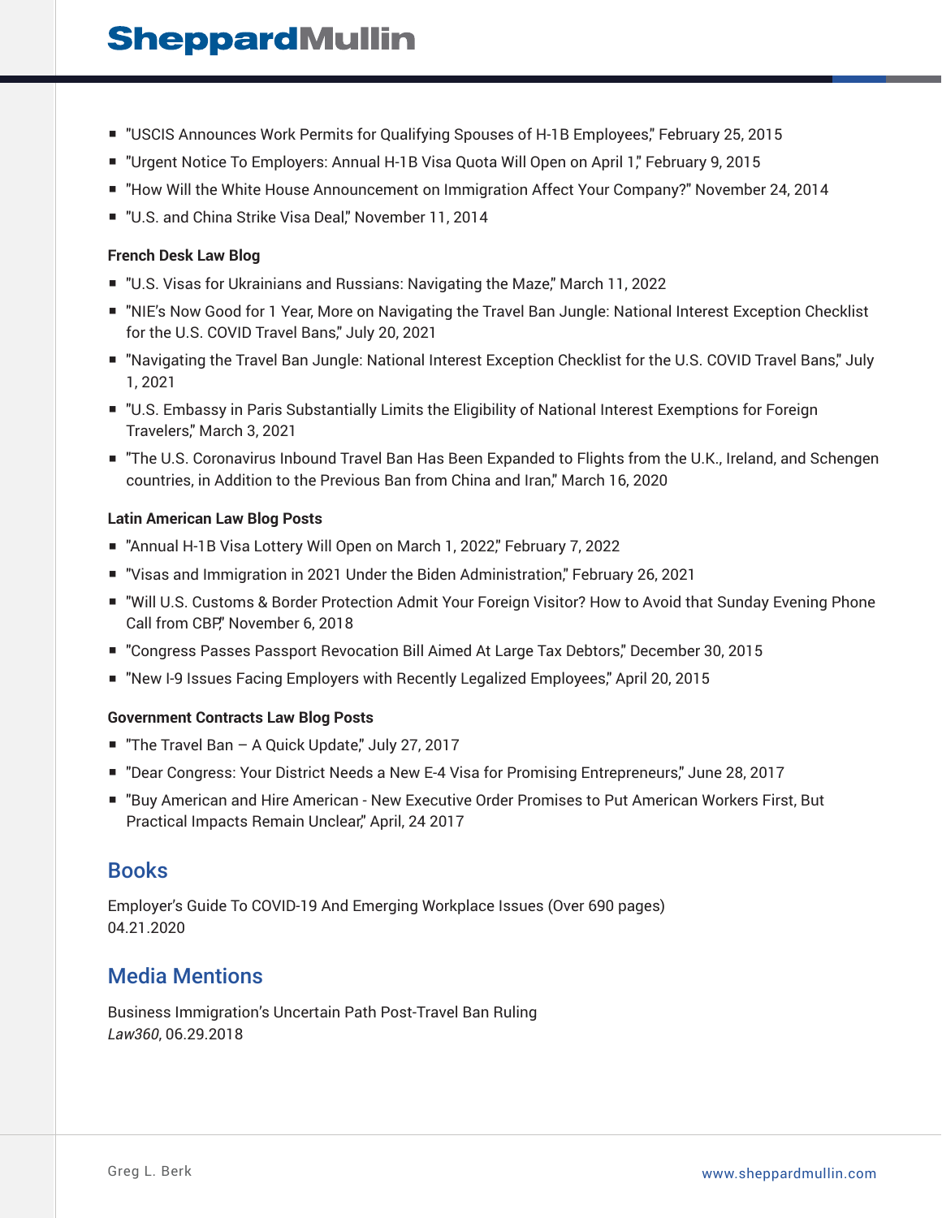- "USCIS Announces Work Permits for Qualifying Spouses of H-1B Employees," February 25, 2015
- "Urgent Notice To Employers: Annual H-1B Visa Quota Will Open on April 1," February 9, 2015
- "How Will the White House Announcement on Immigration Affect Your Company?" November 24, 2014
- "U.S. and China Strike Visa Deal," November 11, 2014

**French Desk Law Blog**

- "U.S. Visas for Ukrainians and Russians: Navigating the Maze," March 11, 2022
- "NIE's Now Good for 1 Year, More on Navigating the Travel Ban Jungle: National Interest Exception Checklist for the U.S. COVID Travel Bans," July 20, 2021
- "Navigating the Travel Ban Jungle: National Interest Exception Checklist for the U.S. COVID Travel Bans," July 1, 2021
- "U.S. Embassy in Paris Substantially Limits the Eligibility of National Interest Exemptions for Foreign Travelers," March 3, 2021
- "The U.S. Coronavirus Inbound Travel Ban Has Been Expanded to Flights from the U.K., Ireland, and Schengen countries, in Addition to the Previous Ban from China and Iran," March 16, 2020

**Latin American Law Blog Posts**

- "Annual H-1B Visa Lottery Will Open on March 1, 2022," February 7, 2022
- "Visas and Immigration in 2021 Under the Biden Administration," February 26, 2021
- "Will U.S. Customs & Border Protection Admit Your Foreign Visitor? How to Avoid that Sunday Evening Phone Call from CBP," November 6, 2018
- "Congress Passes Passport Revocation Bill Aimed At Large Tax Debtors," December 30, 2015
- "New I-9 Issues Facing Employers with Recently Legalized Employees," April 20, 2015

**Government Contracts Law Blog Posts**

- "The Travel Ban – A Quick Update," July 27, 2017
- "Dear Congress: Your District Needs a New E-4 Visa for Promising Entrepreneurs," June 28, 2017
- "Buy American and Hire American - New Executive Order Promises to Put American Workers First, But Practical Impacts Remain Unclear," April, 24 2017

## Books

Employer's Guide To COVID-19 And Emerging Workplace Issues (Over 690 pages)
04.21.2020

## Media Mentions

Business Immigration's Uncertain Path Post-Travel Ban Ruling
*Law360*, 06.29.2018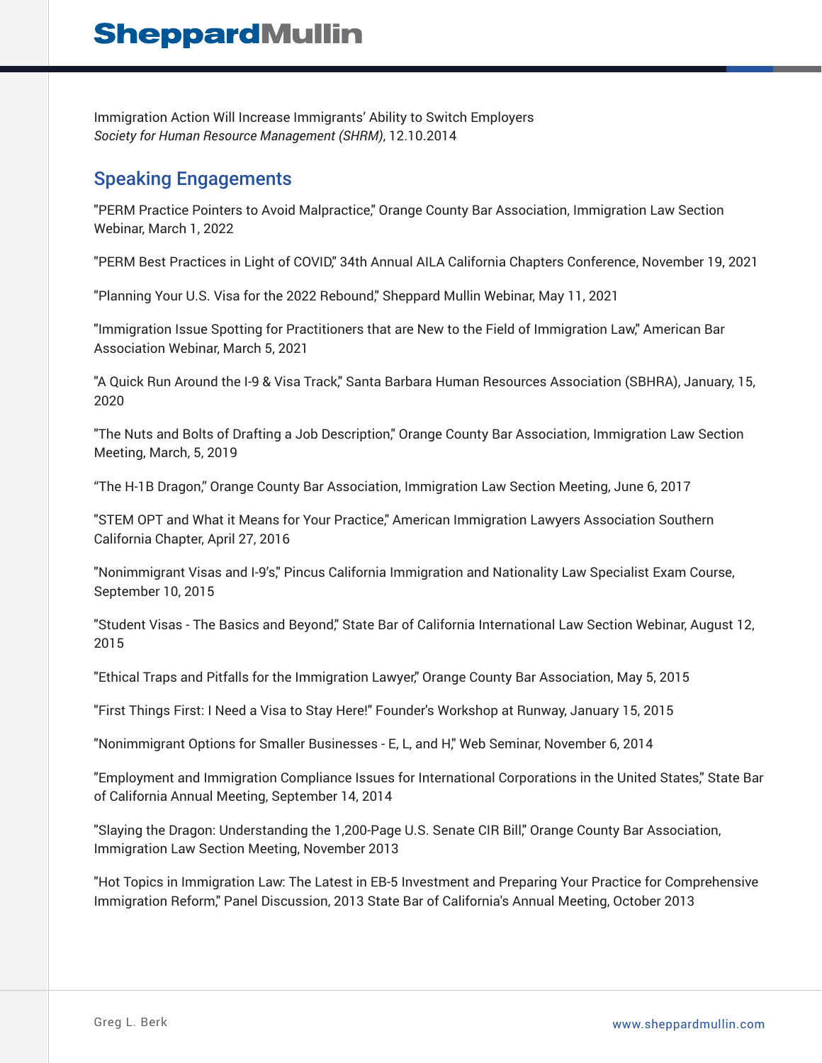Immigration Action Will Increase Immigrants' Ability to Switch Employers
*Society for Human Resource Management (SHRM)*, 12.10.2014

## Speaking Engagements

"PERM Practice Pointers to Avoid Malpractice," Orange County Bar Association, Immigration Law Section Webinar, March 1, 2022

"PERM Best Practices in Light of COVID," 34th Annual AILA California Chapters Conference, November 19, 2021

"Planning Your U.S. Visa for the 2022 Rebound," Sheppard Mullin Webinar, May 11, 2021

"Immigration Issue Spotting for Practitioners that are New to the Field of Immigration Law," American Bar Association Webinar, March 5, 2021

"A Quick Run Around the I-9 & Visa Track," Santa Barbara Human Resources Association (SBHRA), January, 15, 2020

"The Nuts and Bolts of Drafting a Job Description," Orange County Bar Association, Immigration Law Section Meeting, March, 5, 2019

"The H-1B Dragon," Orange County Bar Association, Immigration Law Section Meeting, June 6, 2017

"STEM OPT and What it Means for Your Practice," American Immigration Lawyers Association Southern California Chapter, April 27, 2016

"Nonimmigrant Visas and I-9's," Pincus California Immigration and Nationality Law Specialist Exam Course, September 10, 2015

"Student Visas - The Basics and Beyond," State Bar of California International Law Section Webinar, August 12, 2015

"Ethical Traps and Pitfalls for the Immigration Lawyer," Orange County Bar Association, May 5, 2015

"First Things First: I Need a Visa to Stay Here!" Founder's Workshop at Runway, January 15, 2015

"Nonimmigrant Options for Smaller Businesses - E, L, and H," Web Seminar, November 6, 2014

"Employment and Immigration Compliance Issues for International Corporations in the United States," State Bar of California Annual Meeting, September 14, 2014

"Slaying the Dragon: Understanding the 1,200-Page U.S. Senate CIR Bill," Orange County Bar Association, Immigration Law Section Meeting, November 2013

"Hot Topics in Immigration Law: The Latest in EB-5 Investment and Preparing Your Practice for Comprehensive Immigration Reform," Panel Discussion, 2013 State Bar of California's Annual Meeting, October 2013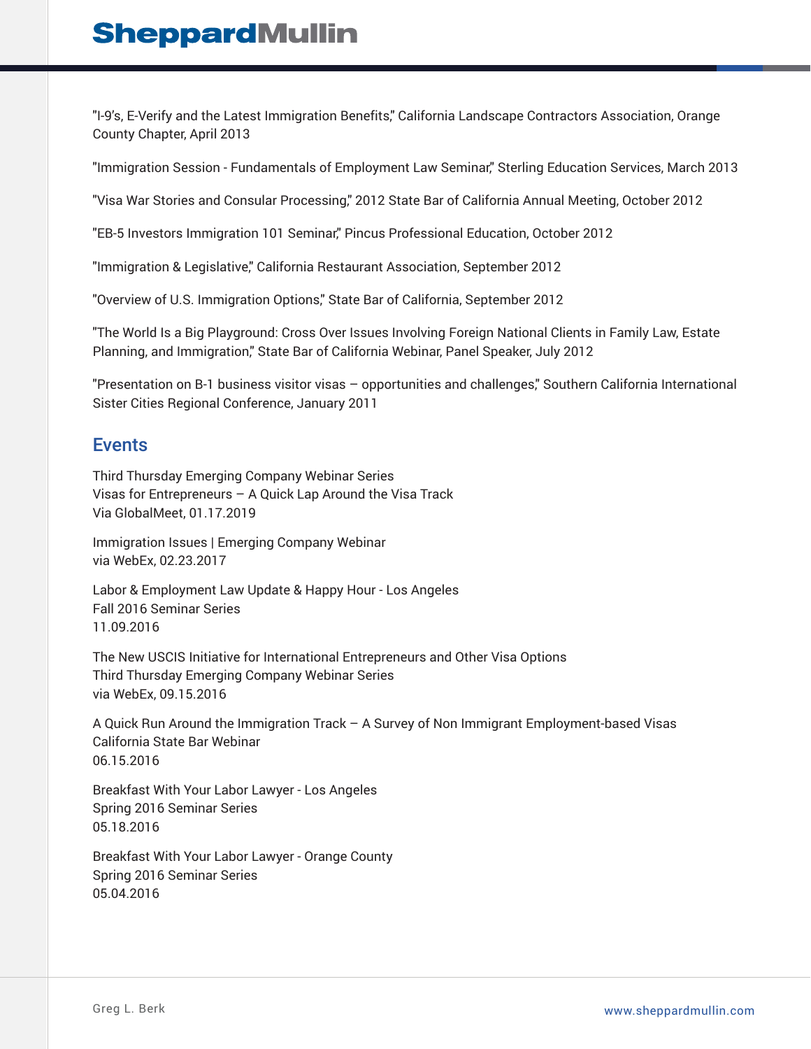"I-9's, E-Verify and the Latest Immigration Benefits," California Landscape Contractors Association, Orange County Chapter, April 2013

"Immigration Session - Fundamentals of Employment Law Seminar," Sterling Education Services, March 2013

"Visa War Stories and Consular Processing," 2012 State Bar of California Annual Meeting, October 2012

"EB-5 Investors Immigration 101 Seminar," Pincus Professional Education, October 2012

"Immigration & Legislative," California Restaurant Association, September 2012

"Overview of U.S. Immigration Options," State Bar of California, September 2012

"The World Is a Big Playground: Cross Over Issues Involving Foreign National Clients in Family Law, Estate Planning, and Immigration," State Bar of California Webinar, Panel Speaker, July 2012

"Presentation on B-1 business visitor visas – opportunities and challenges," Southern California International Sister Cities Regional Conference, January 2011

## Events

Third Thursday Emerging Company Webinar Series
Visas for Entrepreneurs – A Quick Lap Around the Visa Track
Via GlobalMeet, 01.17.2019

Immigration Issues | Emerging Company Webinar
via WebEx, 02.23.2017

Labor & Employment Law Update & Happy Hour - Los Angeles
Fall 2016 Seminar Series
11.09.2016

The New USCIS Initiative for International Entrepreneurs and Other Visa Options
Third Thursday Emerging Company Webinar Series
via WebEx, 09.15.2016

A Quick Run Around the Immigration Track – A Survey of Non Immigrant Employment-based Visas
California State Bar Webinar
06.15.2016

Breakfast With Your Labor Lawyer - Los Angeles
Spring 2016 Seminar Series
05.18.2016

Breakfast With Your Labor Lawyer - Orange County
Spring 2016 Seminar Series
05.04.2016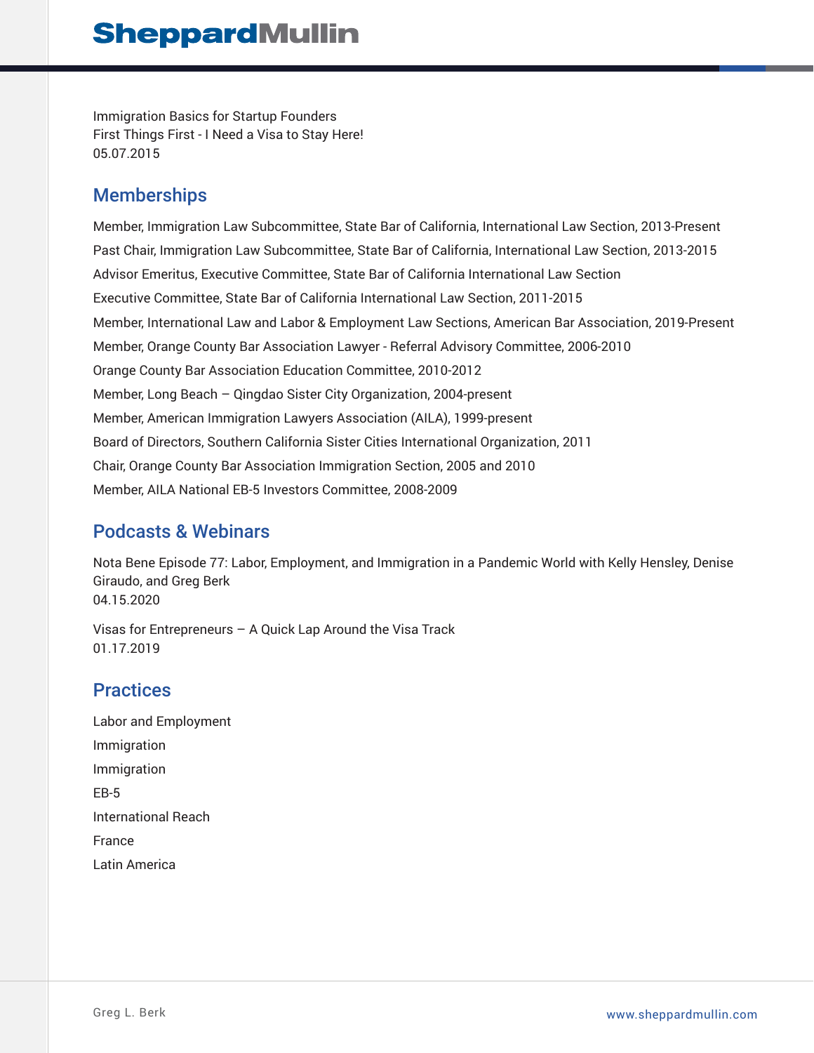Immigration Basics for Startup Founders
First Things First - I Need a Visa to Stay Here!
05.07.2015

## Memberships

Member, Immigration Law Subcommittee, State Bar of California, International Law Section, 2013-Present

Past Chair, Immigration Law Subcommittee, State Bar of California, International Law Section, 2013-2015

Advisor Emeritus, Executive Committee, State Bar of California International Law Section

Executive Committee, State Bar of California International Law Section, 2011-2015

Member, International Law and Labor & Employment Law Sections, American Bar Association, 2019-Present

Member, Orange County Bar Association Lawyer - Referral Advisory Committee, 2006-2010

Orange County Bar Association Education Committee, 2010-2012

Member, Long Beach – Qingdao Sister City Organization, 2004-present

Member, American Immigration Lawyers Association (AILA), 1999-present

Board of Directors, Southern California Sister Cities International Organization, 2011

Chair, Orange County Bar Association Immigration Section, 2005 and 2010

Member, AILA National EB-5 Investors Committee, 2008-2009

## Podcasts & Webinars

Nota Bene Episode 77: Labor, Employment, and Immigration in a Pandemic World with Kelly Hensley, Denise Giraudo, and Greg Berk
04.15.2020

Visas for Entrepreneurs – A Quick Lap Around the Visa Track
01.17.2019

## Practices

Labor and Employment

Immigration

Immigration

EB-5

International Reach

France

Latin America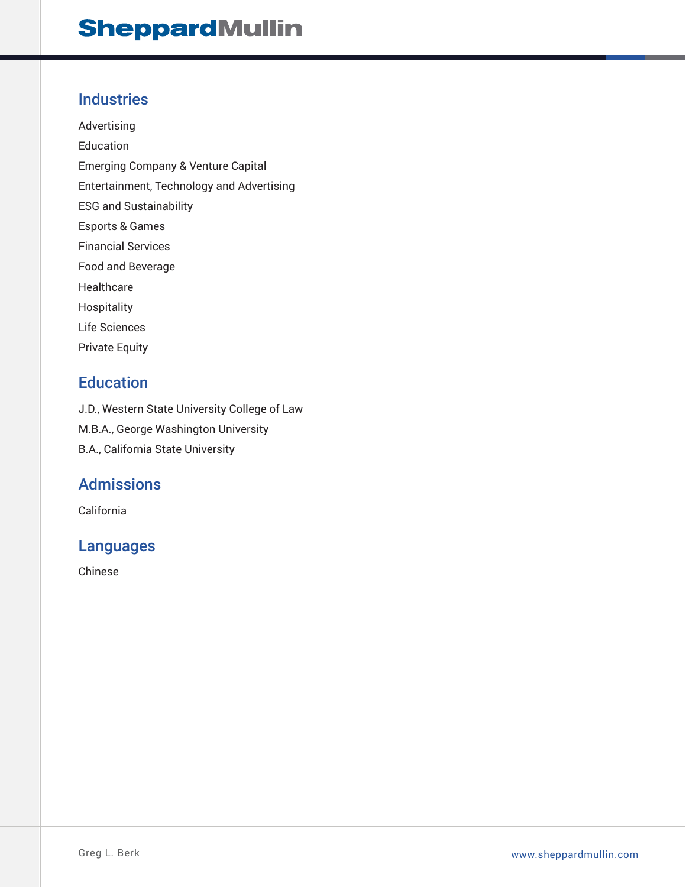## Industries

Advertising

Education

Emerging Company & Venture Capital

Entertainment, Technology and Advertising

ESG and Sustainability

Esports & Games

Financial Services

Food and Beverage

Healthcare

Hospitality

Life Sciences

Private Equity

## Education

J.D., Western State University College of Law

M.B.A., George Washington University

B.A., California State University

## Admissions

California

## Languages

Chinese